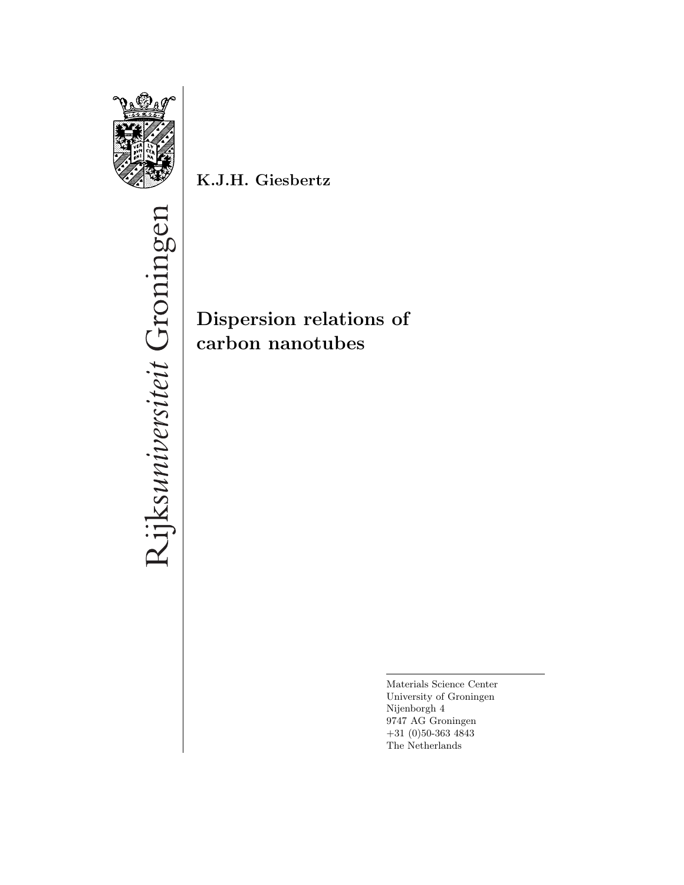Rijksuniversiteit Groningen

**K.J.H. Giesbertz**

# Dispersion relations of carbon nanotubes

Materials Science Center
University of Groningen
Nijenborgh 4
9747 AG Groningen
+31 (0)50-363 4843
The Netherlands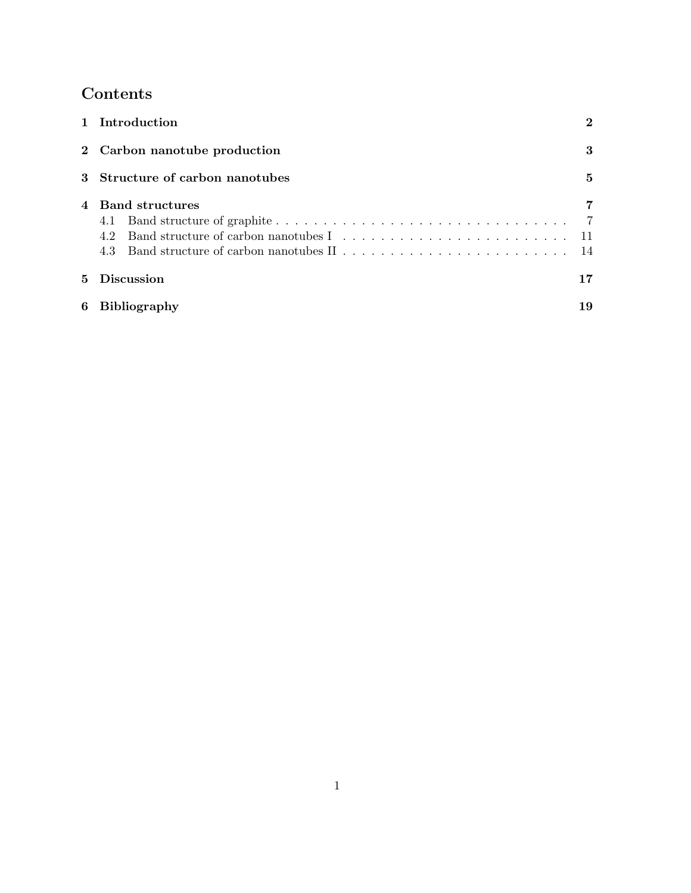# Contents

**1 Introduction** **2**

**2 Carbon nanotube production** **3**

**3 Structure of carbon nanotubes** **5**

**4 Band structures** **7**

- 4.1 Band structure of graphite . . . . . . . . . . . . . . . . . . . . . . . . . . . . . . . . . 7
- 4.2 Band structure of carbon nanotubes I . . . . . . . . . . . . . . . . . . . . . . . . . 11
- 4.3 Band structure of carbon nanotubes II . . . . . . . . . . . . . . . . . . . . . . . . 14

**5 Discussion** **17**

**6 Bibliography** **19**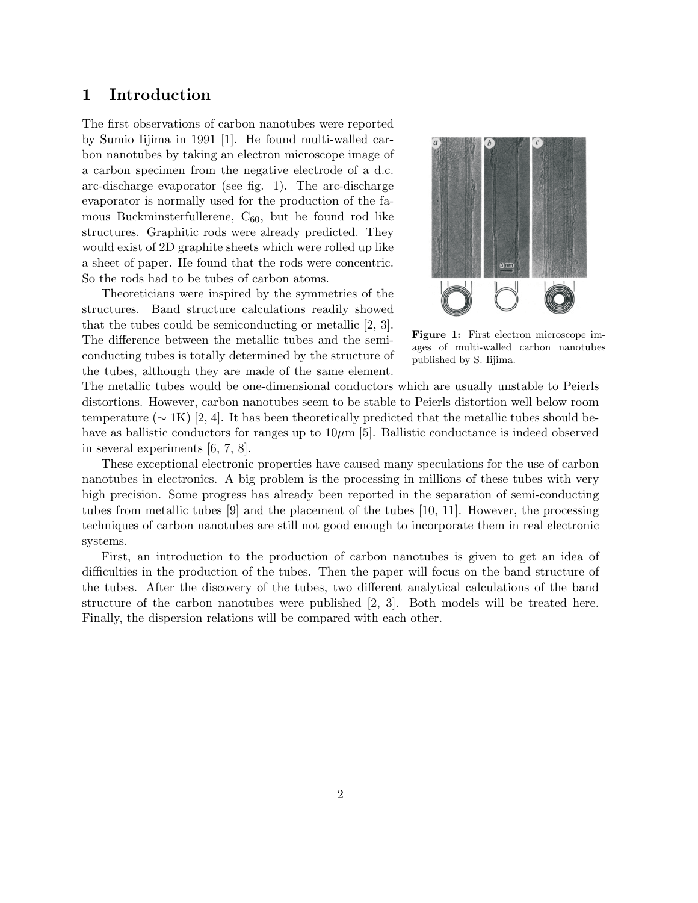# 1 Introduction

The first observations of carbon nanotubes were reported by Sumio Iijima in 1991 [1]. He found multi-walled carbon nanotubes by taking an electron microscope image of a carbon specimen from the negative electrode of a d.c. arc-discharge evaporator (see fig. 1). The arc-discharge evaporator is normally used for the production of the famous Buckminsterfullerene, $C_{60}$, but he found rod like structures. Graphitic rods were already predicted. They would exist of 2D graphite sheets which were rolled up like a sheet of paper. He found that the rods were concentric. So the rods had to be tubes of carbon atoms.

**Figure 1:** First electron microscope images of multi-walled carbon nanotubes published by S. Iijima.

Theoreticians were inspired by the symmetries of the structures. Band structure calculations readily showed that the tubes could be semiconducting or metallic [2, 3]. The difference between the metallic tubes and the semiconducting tubes is totally determined by the structure of the tubes, although they are made of the same element. The metallic tubes would be one-dimensional conductors which are usually unstable to Peierls distortions. However, carbon nanotubes seem to be stable to Peierls distortion well below room temperature ($\sim$ 1K) [2, 4]. It has been theoretically predicted that the metallic tubes should behave as ballistic conductors for ranges up to 10$\mu$m [5]. Ballistic conductance is indeed observed in several experiments [6, 7, 8].

These exceptional electronic properties have caused many speculations for the use of carbon nanotubes in electronics. A big problem is the processing in millions of these tubes with very high precision. Some progress has already been reported in the separation of semi-conducting tubes from metallic tubes [9] and the placement of the tubes [10, 11]. However, the processing techniques of carbon nanotubes are still not good enough to incorporate them in real electronic systems.

First, an introduction to the production of carbon nanotubes is given to get an idea of difficulties in the production of the tubes. Then the paper will focus on the band structure of the tubes. After the discovery of the tubes, two different analytical calculations of the band structure of the carbon nanotubes were published [2, 3]. Both models will be treated here. Finally, the dispersion relations will be compared with each other.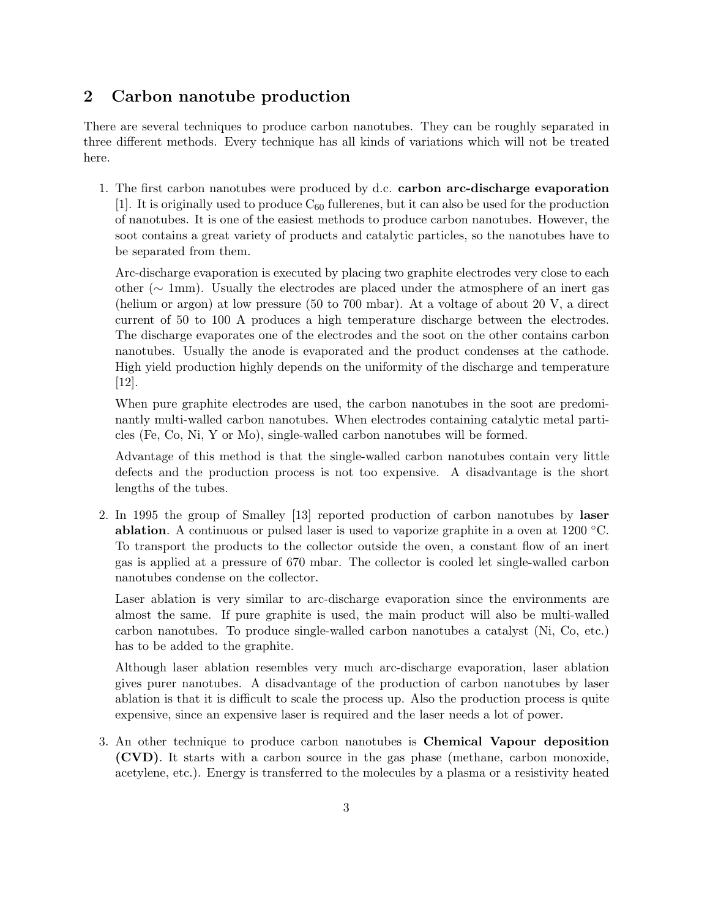## 2 Carbon nanotube production

There are several techniques to produce carbon nanotubes. They can be roughly separated in three different methods. Every technique has all kinds of variations which will not be treated here.

1. The first carbon nanotubes were produced by d.c. **carbon arc-discharge evaporation** [1]. It is originally used to produce $C_{60}$ fullerenes, but it can also be used for the production of nanotubes. It is one of the easiest methods to produce carbon nanotubes. However, the soot contains a great variety of products and catalytic particles, so the nanotubes have to be separated from them.

   Arc-discharge evaporation is executed by placing two graphite electrodes very close to each other ($\sim$ 1mm). Usually the electrodes are placed under the atmosphere of an inert gas (helium or argon) at low pressure (50 to 700 mbar). At a voltage of about 20 V, a direct current of 50 to 100 A produces a high temperature discharge between the electrodes. The discharge evaporates one of the electrodes and the soot on the other contains carbon nanotubes. Usually the anode is evaporated and the product condenses at the cathode. High yield production highly depends on the uniformity of the discharge and temperature [12].

   When pure graphite electrodes are used, the carbon nanotubes in the soot are predominantly multi-walled carbon nanotubes. When electrodes containing catalytic metal particles (Fe, Co, Ni, Y or Mo), single-walled carbon nanotubes will be formed.

   Advantage of this method is that the single-walled carbon nanotubes contain very little defects and the production process is not too expensive. A disadvantage is the short lengths of the tubes.

2. In 1995 the group of Smalley [13] reported production of carbon nanotubes by **laser ablation**. A continuous or pulsed laser is used to vaporize graphite in a oven at 1200 °C. To transport the products to the collector outside the oven, a constant flow of an inert gas is applied at a pressure of 670 mbar. The collector is cooled let single-walled carbon nanotubes condense on the collector.

   Laser ablation is very similar to arc-discharge evaporation since the environments are almost the same. If pure graphite is used, the main product will also be multi-walled carbon nanotubes. To produce single-walled carbon nanotubes a catalyst (Ni, Co, etc.) has to be added to the graphite.

   Although laser ablation resembles very much arc-discharge evaporation, laser ablation gives purer nanotubes. A disadvantage of the production of carbon nanotubes by laser ablation is that it is difficult to scale the process up. Also the production process is quite expensive, since an expensive laser is required and the laser needs a lot of power.

3. An other technique to produce carbon nanotubes is **Chemical Vapour deposition (CVD)**. It starts with a carbon source in the gas phase (methane, carbon monoxide, acetylene, etc.). Energy is transferred to the molecules by a plasma or a resistivity heated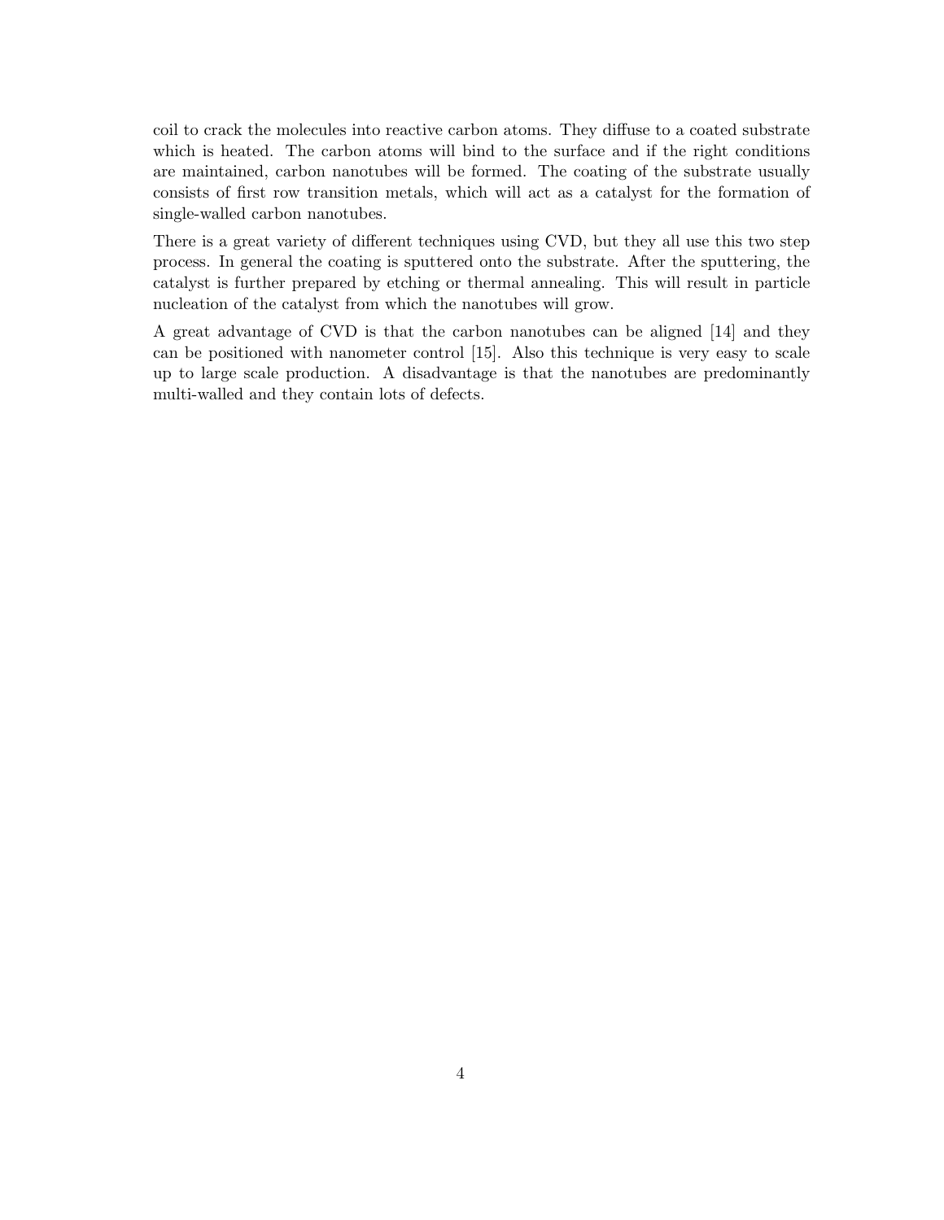coil to crack the molecules into reactive carbon atoms. They diffuse to a coated substrate which is heated. The carbon atoms will bind to the surface and if the right conditions are maintained, carbon nanotubes will be formed. The coating of the substrate usually consists of first row transition metals, which will act as a catalyst for the formation of single-walled carbon nanotubes.

There is a great variety of different techniques using CVD, but they all use this two step process. In general the coating is sputtered onto the substrate. After the sputtering, the catalyst is further prepared by etching or thermal annealing. This will result in particle nucleation of the catalyst from which the nanotubes will grow.

A great advantage of CVD is that the carbon nanotubes can be aligned [14] and they can be positioned with nanometer control [15]. Also this technique is very easy to scale up to large scale production. A disadvantage is that the nanotubes are predominantly multi-walled and they contain lots of defects.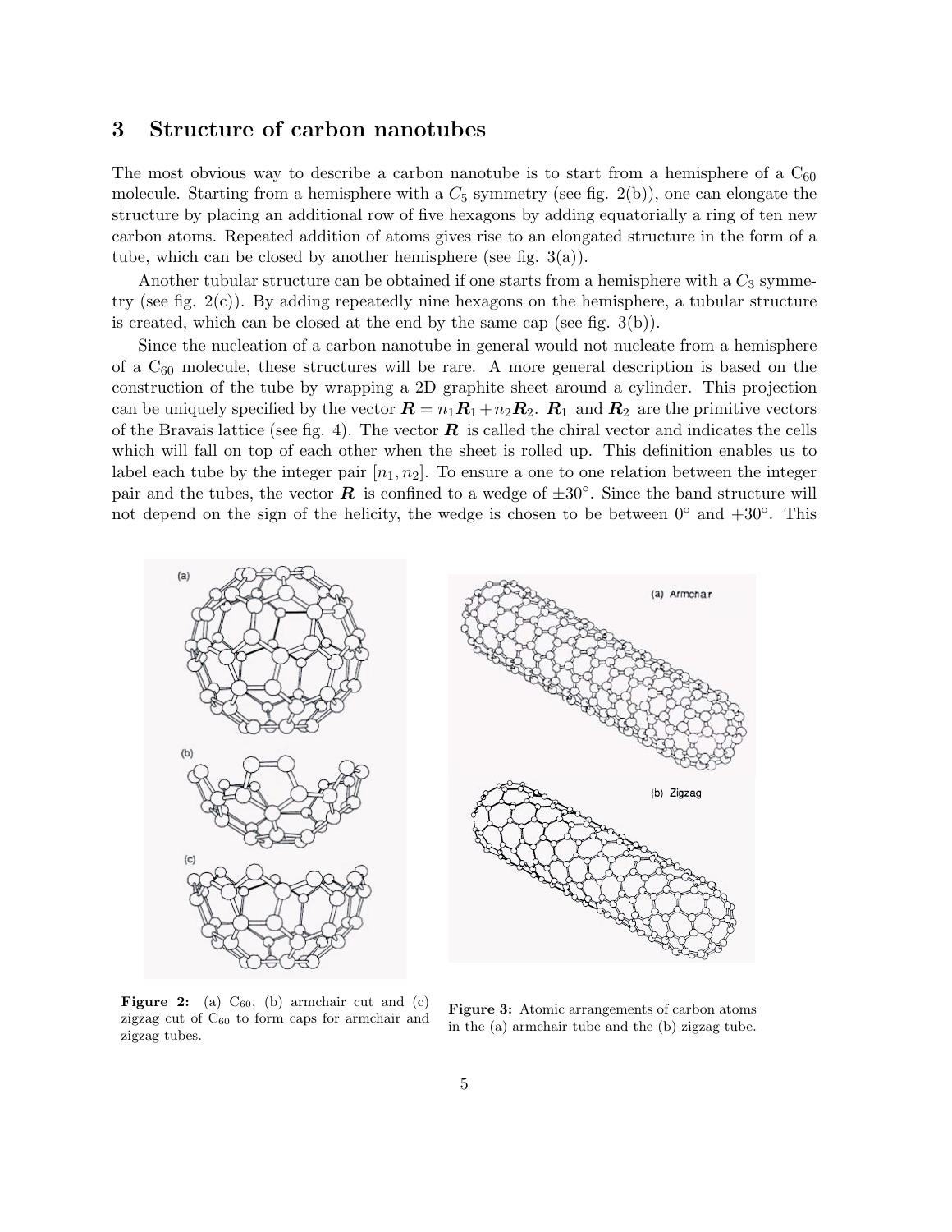## 3 Structure of carbon nanotubes

The most obvious way to describe a carbon nanotube is to start from a hemisphere of a $C_{60}$ molecule. Starting from a hemisphere with a $C_5$ symmetry (see fig. 2(b)), one can elongate the structure by placing an additional row of five hexagons by adding equatorially a ring of ten new carbon atoms. Repeated addition of atoms gives rise to an elongated structure in the form of a tube, which can be closed by another hemisphere (see fig. 3(a)).

Another tubular structure can be obtained if one starts from a hemisphere with a $C_3$ symmetry (see fig. 2(c)). By adding repeatedly nine hexagons on the hemisphere, a tubular structure is created, which can be closed at the end by the same cap (see fig. 3(b)).

Since the nucleation of a carbon nanotube in general would not nucleate from a hemisphere of a $C_{60}$ molecule, these structures will be rare. A more general description is based on the construction of the tube by wrapping a 2D graphite sheet around a cylinder. This projection can be uniquely specified by the vector $\boldsymbol{R} = n_1\boldsymbol{R}_1 + n_2\boldsymbol{R}_2$. $\boldsymbol{R}_1$ and $\boldsymbol{R}_2$ are the primitive vectors of the Bravais lattice (see fig. 4). The vector $\boldsymbol{R}$ is called the chiral vector and indicates the cells which will fall on top of each other when the sheet is rolled up. This definition enables us to label each tube by the integer pair $[n_1, n_2]$. To ensure a one to one relation between the integer pair and the tubes, the vector $\boldsymbol{R}$ is confined to a wedge of $\pm 30^\circ$. Since the band structure will not depend on the sign of the helicity, the wedge is chosen to be between $0^\circ$ and $+30^\circ$. This

**Figure 2:** (a) $C_{60}$, (b) armchair cut and (c) zigzag cut of $C_{60}$ to form caps for armchair and zigzag tubes.

**Figure 3:** Atomic arrangements of carbon atoms in the (a) armchair tube and the (b) zigzag tube.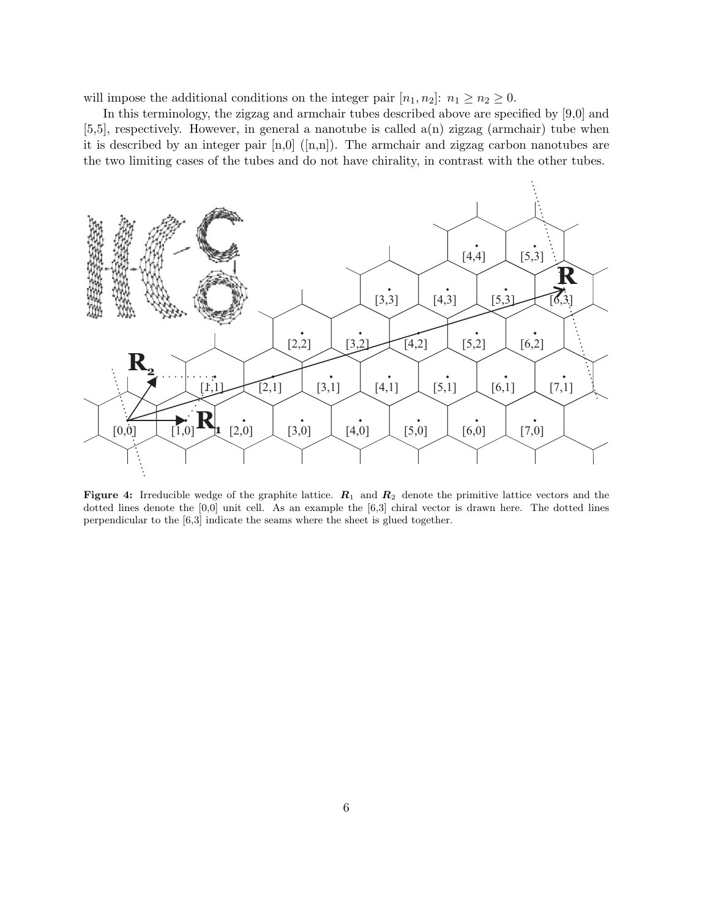will impose the additional conditions on the integer pair $[n_1, n_2]$: $n_1 \geq n_2 \geq 0$.

In this terminology, the zigzag and armchair tubes described above are specified by [9,0] and [5,5], respectively. However, in general a nanotube is called a(n) zigzag (armchair) tube when it is described by an integer pair [n,0] ([n,n]). The armchair and zigzag carbon nanotubes are the two limiting cases of the tubes and do not have chirality, in contrast with the other tubes.

**Figure 4:** Irreducible wedge of the graphite lattice. $\boldsymbol{R}_1$ and $\boldsymbol{R}_2$ denote the primitive lattice vectors and the dotted lines denote the [0,0] unit cell. As an example the [6,3] chiral vector is drawn here. The dotted lines perpendicular to the [6,3] indicate the seams where the sheet is glued together.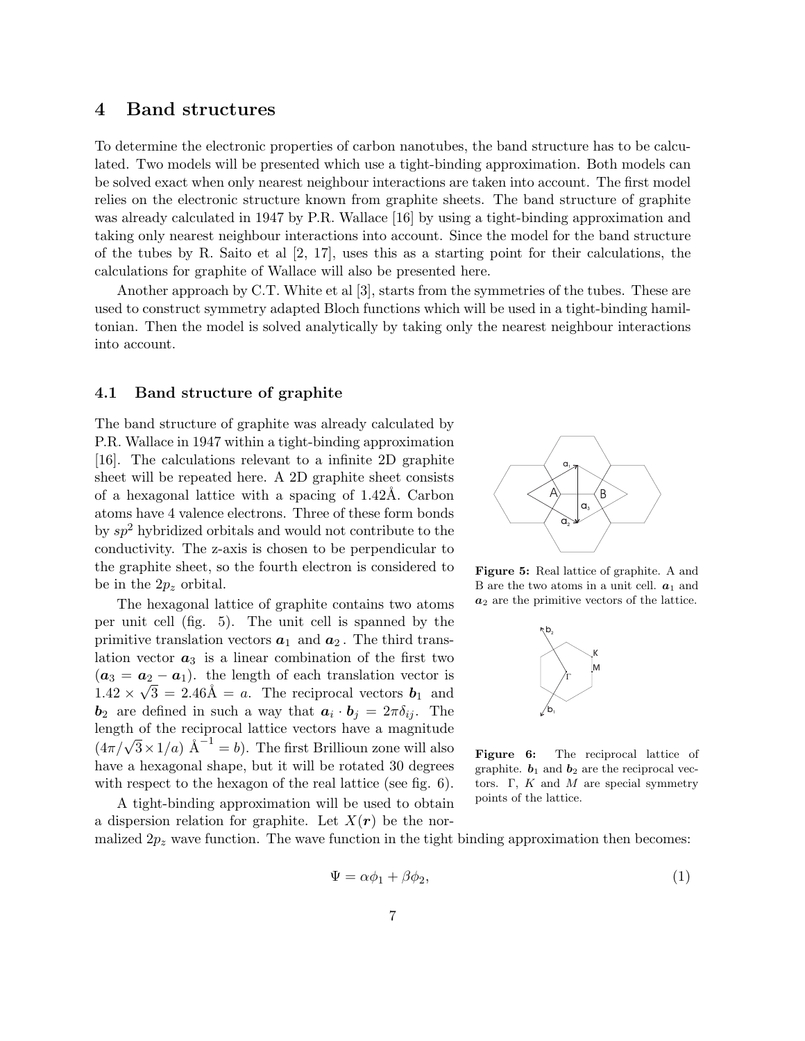## 4 Band structures

To determine the electronic properties of carbon nanotubes, the band structure has to be calculated. Two models will be presented which use a tight-binding approximation. Both models can be solved exact when only nearest neighbour interactions are taken into account. The first model relies on the electronic structure known from graphite sheets. The band structure of graphite was already calculated in 1947 by P.R. Wallace [16] by using a tight-binding approximation and taking only nearest neighbour interactions into account. Since the model for the band structure of the tubes by R. Saito et al [2, 17], uses this as a starting point for their calculations, the calculations for graphite of Wallace will also be presented here.

Another approach by C.T. White et al [3], starts from the symmetries of the tubes. These are used to construct symmetry adapted Bloch functions which will be used in a tight-binding hamiltonian. Then the model is solved analytically by taking only the nearest neighbour interactions into account.

### 4.1 Band structure of graphite

The band structure of graphite was already calculated by P.R. Wallace in 1947 within a tight-binding approximation [16]. The calculations relevant to a infinite 2D graphite sheet will be repeated here. A 2D graphite sheet consists of a hexagonal lattice with a spacing of 1.42Å. Carbon atoms have 4 valence electrons. Three of these form bonds by $sp^2$ hybridized orbitals and would not contribute to the conductivity. The z-axis is chosen to be perpendicular to the graphite sheet, so the fourth electron is considered to be in the $2p_z$ orbital.

The hexagonal lattice of graphite contains two atoms per unit cell (fig. 5). The unit cell is spanned by the primitive translation vectors $\boldsymbol{a}_1$ and $\boldsymbol{a}_2$. The third translation vector $\boldsymbol{a}_3$ is a linear combination of the first two ($\boldsymbol{a}_3 = \boldsymbol{a}_2 - \boldsymbol{a}_1$). the length of each translation vector is $1.42 \times \sqrt{3} = 2.46$Å $= a$. The reciprocal vectors $\boldsymbol{b}_1$ and $\boldsymbol{b}_2$ are defined in such a way that $\boldsymbol{a}_i \cdot \boldsymbol{b}_j = 2\pi\delta_{ij}$. The length of the reciprocal lattice vectors have a magnitude $(4\pi/\sqrt{3} \times 1/a)$ Å$^{-1} = b$). The first Brillioun zone will also have a hexagonal shape, but it will be rotated 30 degrees with respect to the hexagon of the real lattice (see fig. 6).

**Figure 5:** Real lattice of graphite. A and B are the two atoms in a unit cell. $\boldsymbol{a}_1$ and $\boldsymbol{a}_2$ are the primitive vectors of the lattice.

**Figure 6:** The reciprocal lattice of graphite. $\boldsymbol{b}_1$ and $\boldsymbol{b}_2$ are the reciprocal vectors. $\Gamma$, $K$ and $M$ are special symmetry points of the lattice.

A tight-binding approximation will be used to obtain a dispersion relation for graphite. Let $X(\boldsymbol{r})$ be the normalized $2p_z$ wave function. The wave function in the tight binding approximation then becomes:

$$\Psi = \alpha\phi_1 + \beta\phi_2, \tag{1}$$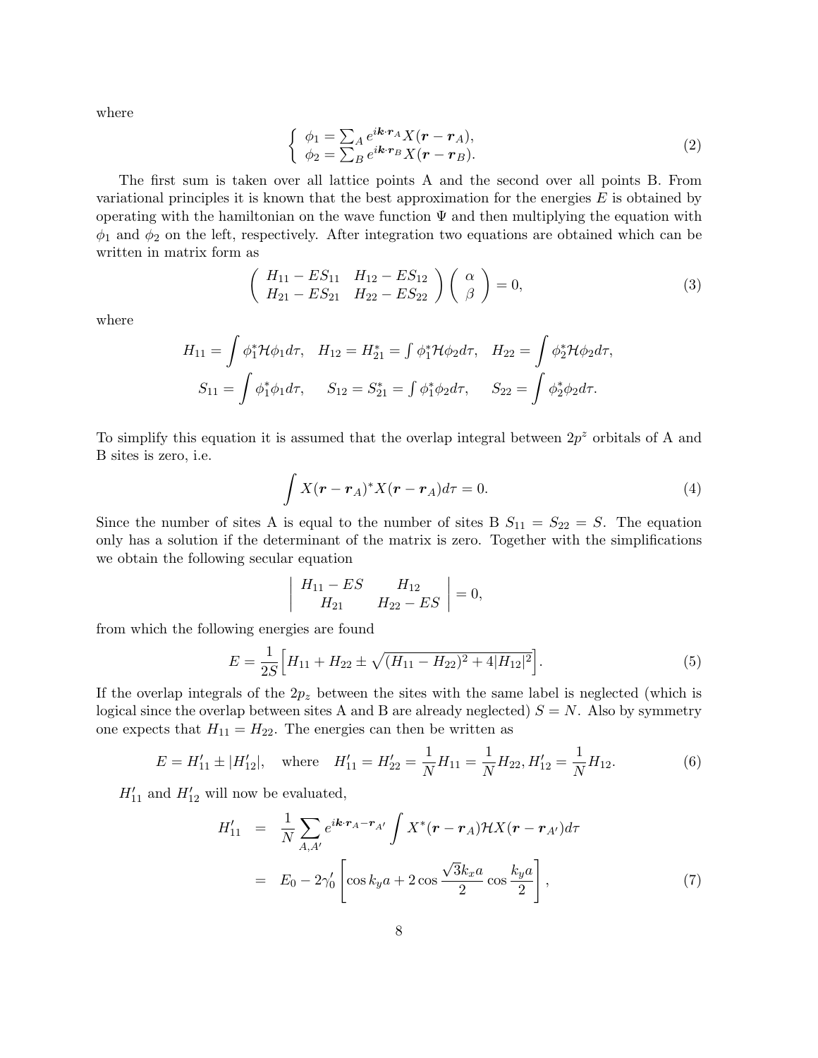where

$$
\left\{ \begin{array}{l} \phi_1 = \sum_A e^{i\boldsymbol{k}\cdot\boldsymbol{r}_A} X(\boldsymbol{r} - \boldsymbol{r}_A), \\ \phi_2 = \sum_B e^{i\boldsymbol{k}\cdot\boldsymbol{r}_B} X(\boldsymbol{r} - \boldsymbol{r}_B). \end{array} \right. \tag{2}
$$

The first sum is taken over all lattice points A and the second over all points B. From variational principles it is known that the best approximation for the energies $E$ is obtained by operating with the hamiltonian on the wave function $\Psi$ and then multiplying the equation with $\phi_1$ and $\phi_2$ on the left, respectively. After integration two equations are obtained which can be written in matrix form as

$$
\left( \begin{array}{cc} H_{11} - ES_{11} & H_{12} - ES_{12} \\ H_{21} - ES_{21} & H_{22} - ES_{22} \end{array} \right) \left( \begin{array}{c} \alpha \\ \beta \end{array} \right) = 0, \tag{3}
$$

where

$$
H_{11} = \int \phi_1^* \mathcal{H} \phi_1 d\tau, \quad H_{12} = H_{21}^* = \int \phi_1^* \mathcal{H} \phi_2 d\tau, \quad H_{22} = \int \phi_2^* \mathcal{H} \phi_2 d\tau,
$$

$$
S_{11} = \int \phi_1^* \phi_1 d\tau, \qquad S_{12} = S_{21}^* = \int \phi_1^* \phi_2 d\tau, \qquad S_{22} = \int \phi_2^* \phi_2 d\tau.
$$

To simplify this equation it is assumed that the overlap integral between $2p^z$ orbitals of A and B sites is zero, i.e.

$$
\int X(\boldsymbol{r} - \boldsymbol{r}_A)^* X(\boldsymbol{r} - \boldsymbol{r}_A) d\tau = 0. \tag{4}
$$

Since the number of sites A is equal to the number of sites B $S_{11} = S_{22} = S$. The equation only has a solution if the determinant of the matrix is zero. Together with the simplifications we obtain the following secular equation

$$
\left| \begin{array}{cc} H_{11} - ES & H_{12} \\ H_{21} & H_{22} - ES \end{array} \right| = 0,
$$

from which the following energies are found

$$
E = \frac{1}{2S} \Big[ H_{11} + H_{22} \pm \sqrt{(H_{11} - H_{22})^2 + 4|H_{12}|^2} \Big]. \tag{5}
$$

If the overlap integrals of the $2p_z$ between the sites with the same label is neglected (which is logical since the overlap between sites A and B are already neglected) $S = N$. Also by symmetry one expects that $H_{11} = H_{22}$. The energies can then be written as

$$
E = H'_{11} \pm |H'_{12}|, \quad \text{where} \quad H'_{11} = H'_{22} = \frac{1}{N} H_{11} = \frac{1}{N} H_{22}, H'_{12} = \frac{1}{N} H_{12}. \tag{6}
$$

$H'_{11}$ and $H'_{12}$ will now be evaluated,

$$
\begin{aligned} H'_{11} &= \frac{1}{N} \sum_{A,A'} e^{i\boldsymbol{k}\cdot\boldsymbol{r}_A - \boldsymbol{r}_{A'}} \int X^*(\boldsymbol{r} - \boldsymbol{r}_A) \mathcal{H} X(\boldsymbol{r} - \boldsymbol{r}_{A'}) d\tau \\ &= E_0 - 2\gamma'_0 \left[ \cos k_y a + 2 \cos \frac{\sqrt{3} k_x a}{2} \cos \frac{k_y a}{2} \right], \end{aligned} \tag{7}
$$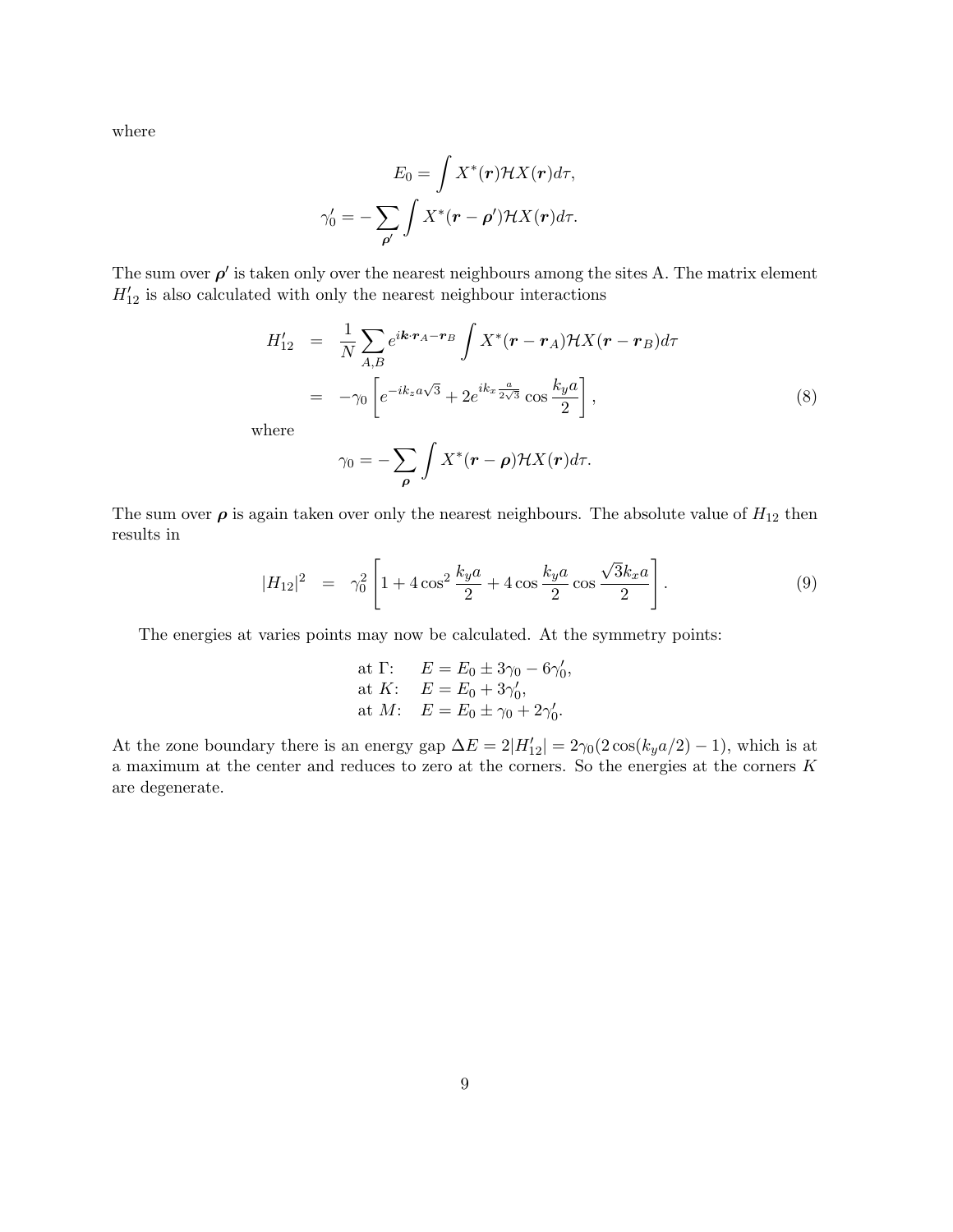where

$$E_0 = \int X^*(\boldsymbol{r})\mathcal{H}X(\boldsymbol{r})d\tau,$$

$$\gamma_0' = -\sum_{\boldsymbol{\rho}'} \int X^*(\boldsymbol{r}-\boldsymbol{\rho}')\mathcal{H}X(\boldsymbol{r})d\tau.$$

The sum over $\boldsymbol{\rho}'$ is taken only over the nearest neighbours among the sites A. The matrix element $H_{12}'$ is also calculated with only the nearest neighbour interactions

$$\begin{aligned}
H_{12}' &= \frac{1}{N}\sum_{A,B} e^{i\boldsymbol{k}\cdot\boldsymbol{r}_A-\boldsymbol{r}_B} \int X^*(\boldsymbol{r}-\boldsymbol{r}_A)\mathcal{H}X(\boldsymbol{r}-\boldsymbol{r}_B)d\tau \\
&= -\gamma_0\left[e^{-ik_z a\sqrt{3}} + 2e^{ik_x\frac{a}{2\sqrt{3}}}\cos\frac{k_y a}{2}\right],
\end{aligned} \tag{8}$$

where

$$\gamma_0 = -\sum_{\boldsymbol{\rho}} \int X^*(\boldsymbol{r}-\boldsymbol{\rho})\mathcal{H}X(\boldsymbol{r})d\tau.$$

The sum over $\boldsymbol{\rho}$ is again taken over only the nearest neighbours. The absolute value of $H_{12}$ then results in

$$|H_{12}|^2 = \gamma_0^2\left[1 + 4\cos^2\frac{k_y a}{2} + 4\cos\frac{k_y a}{2}\cos\frac{\sqrt{3}k_x a}{2}\right]. \tag{9}$$

The energies at varies points may now be calculated. At the symmetry points:

at $\Gamma$: $\quad E = E_0 \pm 3\gamma_0 - 6\gamma_0'$,
at $K$: $\quad E = E_0 + 3\gamma_0'$,
at $M$: $\quad E = E_0 \pm \gamma_0 + 2\gamma_0'$.

At the zone boundary there is an energy gap $\Delta E = 2|H_{12}'| = 2\gamma_0(2\cos(k_y a/2) - 1)$, which is at a maximum at the center and reduces to zero at the corners. So the energies at the corners $K$ are degenerate.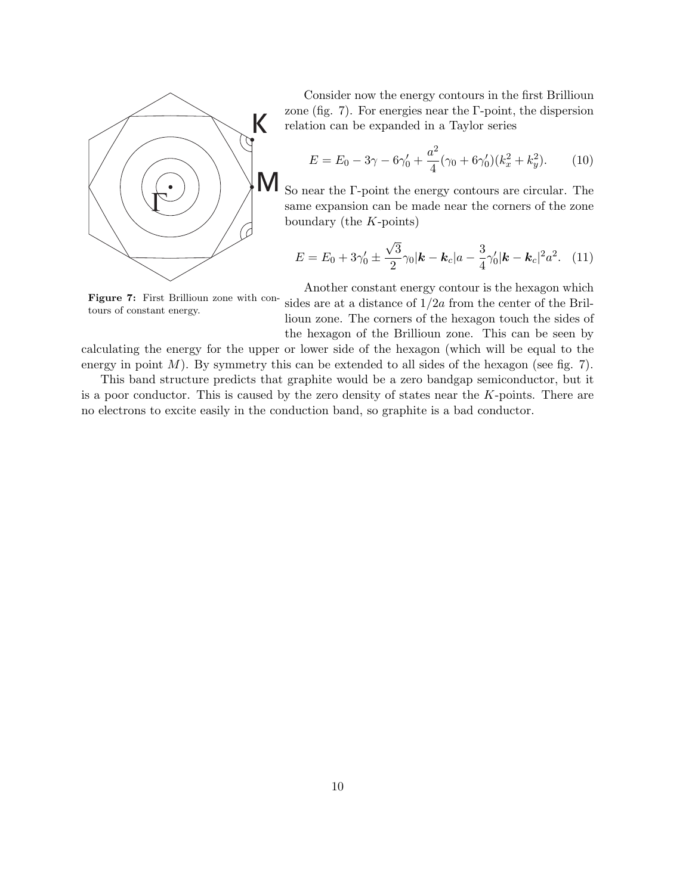Figure 7: First Brillioun zone with contours of constant energy.

Consider now the energy contours in the first Brillioun zone (fig. 7). For energies near the Γ-point, the dispersion relation can be expanded in a Taylor series

$$E = E_0 - 3\gamma - 6\gamma_0' + \frac{a^2}{4}(\gamma_0 + 6\gamma_0')(k_x^2 + k_y^2). \tag{10}$$

So near the Γ-point the energy contours are circular. The same expansion can be made near the corners of the zone boundary (the $K$-points)

$$E = E_0 + 3\gamma_0' \pm \frac{\sqrt{3}}{2}\gamma_0 |\boldsymbol{k} - \boldsymbol{k}_c| a - \frac{3}{4}\gamma_0' |\boldsymbol{k} - \boldsymbol{k}_c|^2 a^2. \tag{11}$$

Another constant energy contour is the hexagon which sides are at a distance of $1/2a$ from the center of the Brillioun zone. The corners of the hexagon touch the sides of the hexagon of the Brillioun zone. This can be seen by calculating the energy for the upper or lower side of the hexagon (which will be equal to the energy in point $M$). By symmetry this can be extended to all sides of the hexagon (see fig. 7).

This band structure predicts that graphite would be a zero bandgap semiconductor, but it is a poor conductor. This is caused by the zero density of states near the $K$-points. There are no electrons to excite easily in the conduction band, so graphite is a bad conductor.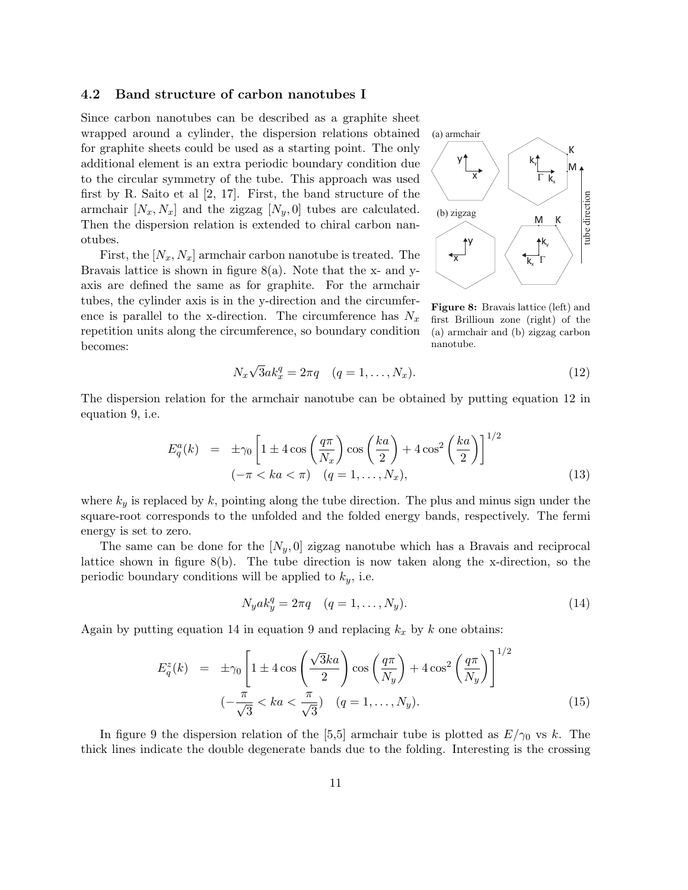### 4.2 Band structure of carbon nanotubes I

Since carbon nanotubes can be described as a graphite sheet wrapped around a cylinder, the dispersion relations obtained for graphite sheets could be used as a starting point. The only additional element is an extra periodic boundary condition due to the circular symmetry of the tube. This approach was used first by R. Saito et al [2, 17]. First, the band structure of the armchair $[N_x, N_x]$ and the zigzag $[N_y, 0]$ tubes are calculated. Then the dispersion relation is extended to chiral carbon nanotubes.

First, the $[N_x, N_x]$ armchair carbon nanotube is treated. The Bravais lattice is shown in figure 8(a). Note that the x- and y-axis are defined the same as for graphite. For the armchair tubes, the cylinder axis is in the y-direction and the circumference is parallel to the x-direction. The circumference has $N_x$ repetition units along the circumference, so boundary condition becomes:

**Figure 8:** Bravais lattice (left) and first Brillioun zone (right) of the (a) armchair and (b) zigzag carbon nanotube.

$$N_x\sqrt{3}ak_x^q = 2\pi q \quad (q = 1, \ldots, N_x). \tag{12}$$

The dispersion relation for the armchair nanotube can be obtained by putting equation 12 in equation 9, i.e.

$$\begin{aligned} E_q^a(k) &= \pm\gamma_0\left[1 \pm 4\cos\left(\frac{q\pi}{N_x}\right)\cos\left(\frac{ka}{2}\right) + 4\cos^2\left(\frac{ka}{2}\right)\right]^{1/2} \\ & (-\pi < ka < \pi) \quad (q = 1, \ldots, N_x), \end{aligned} \tag{13}$$

where $k_y$ is replaced by $k$, pointing along the tube direction. The plus and minus sign under the square-root corresponds to the unfolded and the folded energy bands, respectively. The fermi energy is set to zero.

The same can be done for the $[N_y, 0]$ zigzag nanotube which has a Bravais and reciprocal lattice shown in figure 8(b). The tube direction is now taken along the x-direction, so the periodic boundary conditions will be applied to $k_y$, i.e.

$$N_y a k_y^q = 2\pi q \quad (q = 1, \ldots, N_y). \tag{14}$$

Again by putting equation 14 in equation 9 and replacing $k_x$ by $k$ one obtains:

$$\begin{aligned} E_q^z(k) &= \pm\gamma_0\left[1 \pm 4\cos\left(\frac{\sqrt{3}ka}{2}\right)\cos\left(\frac{q\pi}{N_y}\right) + 4\cos^2\left(\frac{q\pi}{N_y}\right)\right]^{1/2} \\ & (-\frac{\pi}{\sqrt{3}} < ka < \frac{\pi}{\sqrt{3}}) \quad (q = 1, \ldots, N_y). \end{aligned} \tag{15}$$

In figure 9 the dispersion relation of the [5,5] armchair tube is plotted as $E/\gamma_0$ vs $k$. The thick lines indicate the double degenerate bands due to the folding. Interesting is the crossing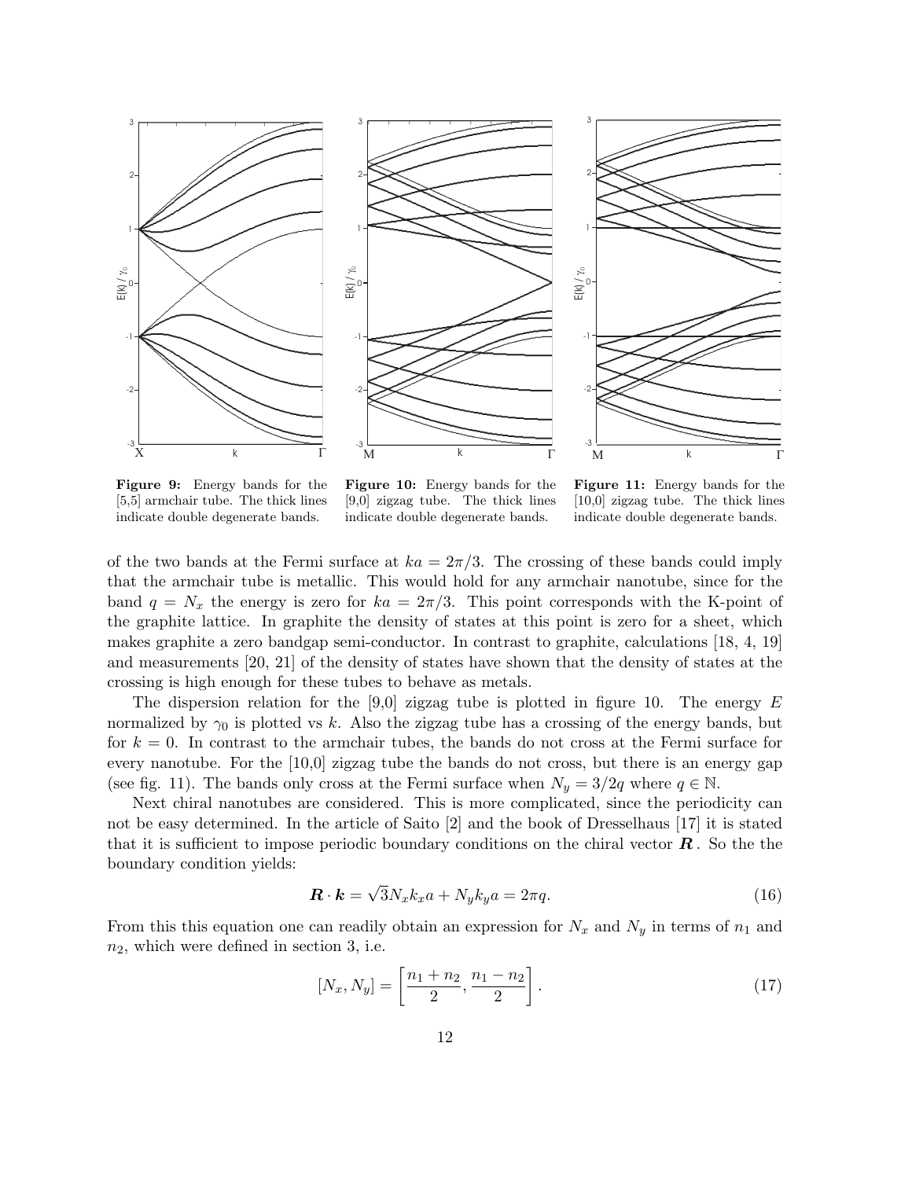**Figure 9:** Energy bands for the [5,5] armchair tube. The thick lines indicate double degenerate bands.

**Figure 10:** Energy bands for the [9,0] zigzag tube. The thick lines indicate double degenerate bands.

**Figure 11:** Energy bands for the [10,0] zigzag tube. The thick lines indicate double degenerate bands.

of the two bands at the Fermi surface at $ka = 2\pi/3$. The crossing of these bands could imply that the armchair tube is metallic. This would hold for any armchair nanotube, since for the band $q = N_x$ the energy is zero for $ka = 2\pi/3$. This point corresponds with the K-point of the graphite lattice. In graphite the density of states at this point is zero for a sheet, which makes graphite a zero bandgap semi-conductor. In contrast to graphite, calculations [18, 4, 19] and measurements [20, 21] of the density of states have shown that the density of states at the crossing is high enough for these tubes to behave as metals.

The dispersion relation for the [9,0] zigzag tube is plotted in figure 10. The energy $E$ normalized by $\gamma_0$ is plotted vs $k$. Also the zigzag tube has a crossing of the energy bands, but for $k = 0$. In contrast to the armchair tubes, the bands do not cross at the Fermi surface for every nanotube. For the [10,0] zigzag tube the bands do not cross, but there is an energy gap (see fig. 11). The bands only cross at the Fermi surface when $N_y = 3/2q$ where $q \in \mathbb{N}$.

Next chiral nanotubes are considered. This is more complicated, since the periodicity can not be easy determined. In the article of Saito [2] and the book of Dresselhaus [17] it is stated that it is sufficient to impose periodic boundary conditions on the chiral vector $\boldsymbol{R}$. So the the boundary condition yields:

$$\boldsymbol{R} \cdot \boldsymbol{k} = \sqrt{3} N_x k_x a + N_y k_y a = 2\pi q. \tag{16}$$

From this this equation one can readily obtain an expression for $N_x$ and $N_y$ in terms of $n_1$ and $n_2$, which were defined in section 3, i.e.

$$[N_x, N_y] = \left[ \frac{n_1 + n_2}{2}, \frac{n_1 - n_2}{2} \right]. \tag{17}$$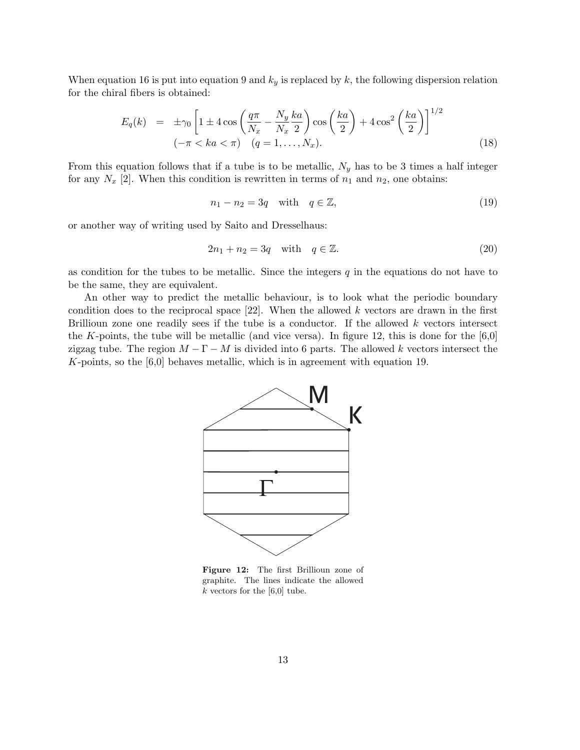When equation 16 is put into equation 9 and $k_y$ is replaced by $k$, the following dispersion relation for the chiral fibers is obtained:

$$
\begin{aligned}
E_q(k) &= \pm\gamma_0 \left[ 1 \pm 4\cos\left( \frac{q\pi}{N_x} - \frac{N_y}{N_x}\frac{ka}{2} \right) \cos\left( \frac{ka}{2} \right) + 4\cos^2\left( \frac{ka}{2} \right) \right]^{1/2} \\
&\quad (-\pi < ka < \pi) \quad (q = 1, \ldots, N_x).
\end{aligned} \tag{18}
$$

From this equation follows that if a tube is to be metallic, $N_y$ has to be 3 times a half integer for any $N_x$ [2]. When this condition is rewritten in terms of $n_1$ and $n_2$, one obtains:

$$
n_1 - n_2 = 3q \quad \text{with} \quad q \in \mathbb{Z}, \tag{19}
$$

or another way of writing used by Saito and Dresselhaus:

$$
2n_1 + n_2 = 3q \quad \text{with} \quad q \in \mathbb{Z}. \tag{20}
$$

as condition for the tubes to be metallic. Since the integers $q$ in the equations do not have to be the same, they are equivalent.

An other way to predict the metallic behaviour, is to look what the periodic boundary condition does to the reciprocal space [22]. When the allowed $k$ vectors are drawn in the first Brillioun zone one readily sees if the tube is a conductor. If the allowed $k$ vectors intersect the $K$-points, the tube will be metallic (and vice versa). In figure 12, this is done for the [6,0] zigzag tube. The region $M - \Gamma - M$ is divided into 6 parts. The allowed $k$ vectors intersect the $K$-points, so the [6,0] behaves metallic, which is in agreement with equation 19.

**Figure 12:** The first Brillioun zone of graphite. The lines indicate the allowed $k$ vectors for the [6,0] tube.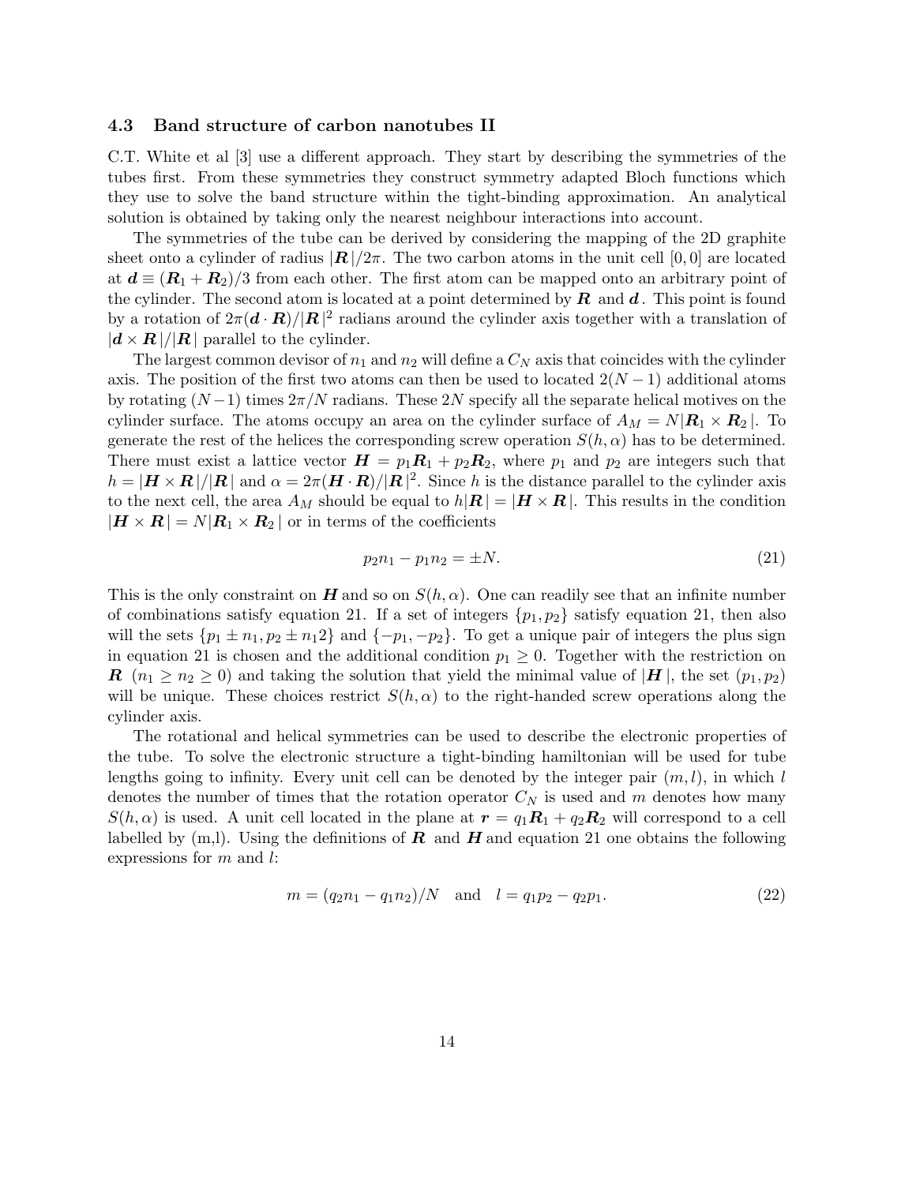### 4.3 Band structure of carbon nanotubes II

C.T. White et al [3] use a different approach. They start by describing the symmetries of the tubes first. From these symmetries they construct symmetry adapted Bloch functions which they use to solve the band structure within the tight-binding approximation. An analytical solution is obtained by taking only the nearest neighbour interactions into account.

The symmetries of the tube can be derived by considering the mapping of the 2D graphite sheet onto a cylinder of radius $|\boldsymbol{R}|/2\pi$. The two carbon atoms in the unit cell $[0,0]$ are located at $\boldsymbol{d} \equiv (\boldsymbol{R}_1 + \boldsymbol{R}_2)/3$ from each other. The first atom can be mapped onto an arbitrary point of the cylinder. The second atom is located at a point determined by $\boldsymbol{R}$ and $\boldsymbol{d}$. This point is found by a rotation of $2\pi(\boldsymbol{d}\cdot\boldsymbol{R})/|\boldsymbol{R}|^2$ radians around the cylinder axis together with a translation of $|\boldsymbol{d}\times\boldsymbol{R}|/|\boldsymbol{R}|$ parallel to the cylinder.

The largest common devisor of $n_1$ and $n_2$ will define a $C_N$ axis that coincides with the cylinder axis. The position of the first two atoms can then be used to located $2(N-1)$ additional atoms by rotating $(N-1)$ times $2\pi/N$ radians. These $2N$ specify all the separate helical motives on the cylinder surface. The atoms occupy an area on the cylinder surface of $A_M = N|\boldsymbol{R}_1 \times \boldsymbol{R}_2|$. To generate the rest of the helices the corresponding screw operation $S(h,\alpha)$ has to be determined. There must exist a lattice vector $\boldsymbol{H} = p_1\boldsymbol{R}_1 + p_2\boldsymbol{R}_2$, where $p_1$ and $p_2$ are integers such that $h = |\boldsymbol{H}\times\boldsymbol{R}|/|\boldsymbol{R}|$ and $\alpha = 2\pi(\boldsymbol{H}\cdot\boldsymbol{R})/|\boldsymbol{R}|^2$. Since $h$ is the distance parallel to the cylinder axis to the next cell, the area $A_M$ should be equal to $h|\boldsymbol{R}| = |\boldsymbol{H}\times\boldsymbol{R}|$. This results in the condition $|\boldsymbol{H}\times\boldsymbol{R}| = N|\boldsymbol{R}_1\times\boldsymbol{R}_2|$ or in terms of the coefficients

$$p_2 n_1 - p_1 n_2 = \pm N. \tag{21}$$

This is the only constraint on $\boldsymbol{H}$ and so on $S(h,\alpha)$. One can readily see that an infinite number of combinations satisfy equation 21. If a set of integers $\{p_1, p_2\}$ satisfy equation 21, then also will the sets $\{p_1 \pm n_1, p_2 \pm n_1 2\}$ and $\{-p_1, -p_2\}$. To get a unique pair of integers the plus sign in equation 21 is chosen and the additional condition $p_1 \geq 0$. Together with the restriction on $\boldsymbol{R}$ $(n_1 \geq n_2 \geq 0)$ and taking the solution that yield the minimal value of $|\boldsymbol{H}|$, the set $(p_1, p_2)$ will be unique. These choices restrict $S(h,\alpha)$ to the right-handed screw operations along the cylinder axis.

The rotational and helical symmetries can be used to describe the electronic properties of the tube. To solve the electronic structure a tight-binding hamiltonian will be used for tube lengths going to infinity. Every unit cell can be denoted by the integer pair $(m,l)$, in which $l$ denotes the number of times that the rotation operator $C_N$ is used and $m$ denotes how many $S(h,\alpha)$ is used. A unit cell located in the plane at $\boldsymbol{r} = q_1\boldsymbol{R}_1 + q_2\boldsymbol{R}_2$ will correspond to a cell labelled by (m,l). Using the definitions of $\boldsymbol{R}$ and $\boldsymbol{H}$ and equation 21 one obtains the following expressions for $m$ and $l$:

$$m = (q_2 n_1 - q_1 n_2)/N \quad \text{and} \quad l = q_1 p_2 - q_2 p_1. \tag{22}$$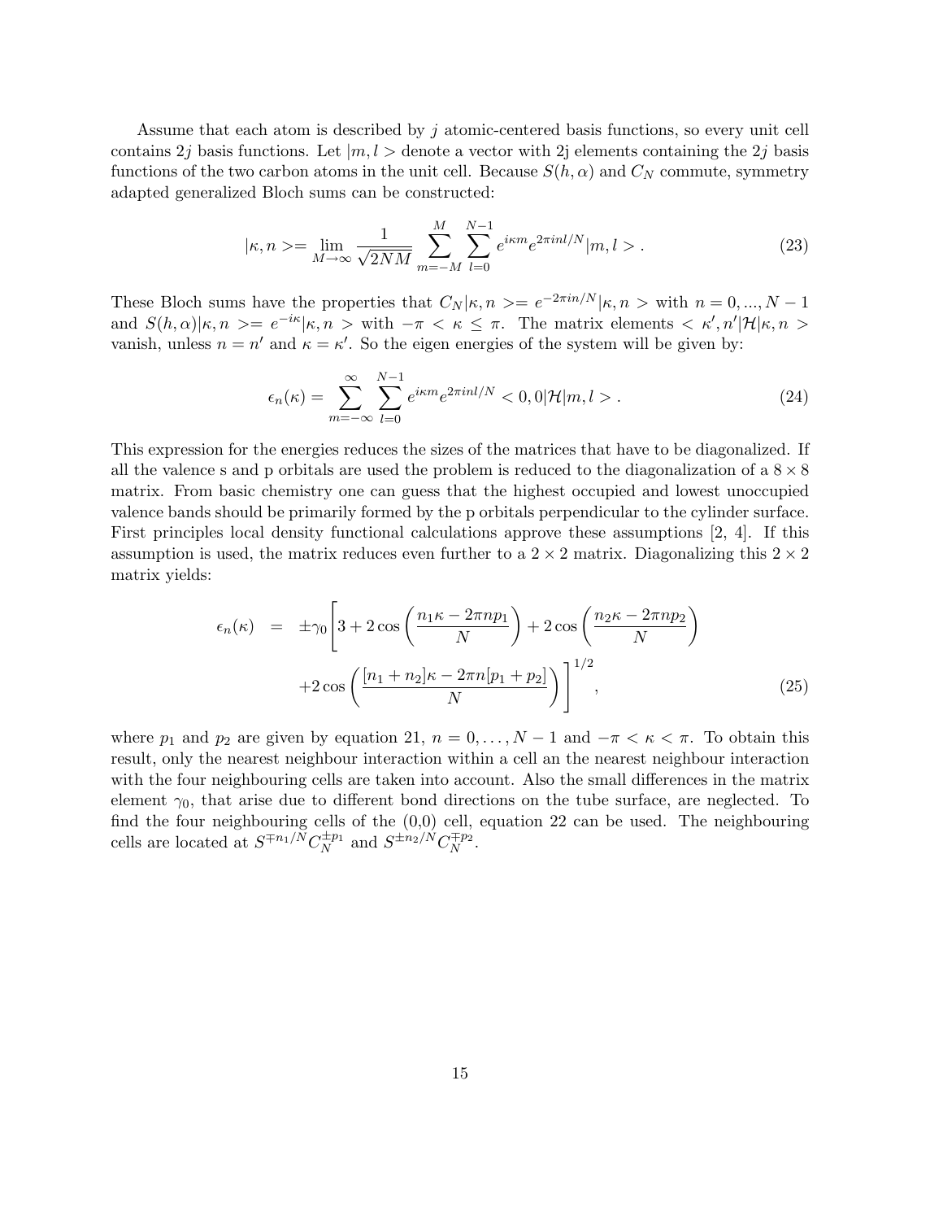Assume that each atom is described by $j$ atomic-centered basis functions, so every unit cell contains $2j$ basis functions. Let $|m,l>$ denote a vector with 2j elements containing the $2j$ basis functions of the two carbon atoms in the unit cell. Because $S(h,\alpha)$ and $C_N$ commute, symmetry adapted generalized Bloch sums can be constructed:

$$|\kappa, n>= \lim_{M\to\infty} \frac{1}{\sqrt{2NM}} \sum_{m=-M}^{M} \sum_{l=0}^{N-1} e^{i\kappa m} e^{2\pi i n l/N} |m,l> . \tag{23}$$

These Bloch sums have the properties that $C_N|\kappa,n>= e^{-2\pi i n/N}|\kappa,n>$ with $n = 0,...,N-1$ and $S(h,\alpha)|\kappa,n>= e^{-i\kappa}|\kappa,n>$ with $-\pi < \kappa \leq \pi$. The matrix elements $<\kappa',n'|\mathcal{H}|\kappa,n>$ vanish, unless $n = n'$ and $\kappa = \kappa'$. So the eigen energies of the system will be given by:

$$\epsilon_n(\kappa) = \sum_{m=-\infty}^{\infty} \sum_{l=0}^{N-1} e^{i\kappa m} e^{2\pi i n l/N} <0,0|\mathcal{H}|m,l> . \tag{24}$$

This expression for the energies reduces the sizes of the matrices that have to be diagonalized. If all the valence s and p orbitals are used the problem is reduced to the diagonalization of a $8 \times 8$ matrix. From basic chemistry one can guess that the highest occupied and lowest unoccupied valence bands should be primarily formed by the p orbitals perpendicular to the cylinder surface. First principles local density functional calculations approve these assumptions [2, 4]. If this assumption is used, the matrix reduces even further to a $2 \times 2$ matrix. Diagonalizing this $2 \times 2$ matrix yields:

$$\begin{aligned} \epsilon_n(\kappa) \;\; &= \;\; \pm\gamma_0 \Bigg[ 3 + 2\cos\left(\frac{n_1\kappa - 2\pi n p_1}{N}\right) + 2\cos\left(\frac{n_2\kappa - 2\pi n p_2}{N}\right) \\ &\qquad +2\cos\left(\frac{[n_1+n_2]\kappa - 2\pi n[p_1+p_2]}{N}\right)\Bigg]^{1/2}, \end{aligned} \tag{25}$$

where $p_1$ and $p_2$ are given by equation 21, $n = 0,\ldots,N-1$ and $-\pi < \kappa < \pi$. To obtain this result, only the nearest neighbour interaction within a cell an the nearest neighbour interaction with the four neighbouring cells are taken into account. Also the small differences in the matrix element $\gamma_0$, that arise due to different bond directions on the tube surface, are neglected. To find the four neighbouring cells of the (0,0) cell, equation 22 can be used. The neighbouring cells are located at $S^{\mp n_1/N} C_N^{\pm p_1}$ and $S^{\pm n_2/N} C_N^{\mp p_2}$.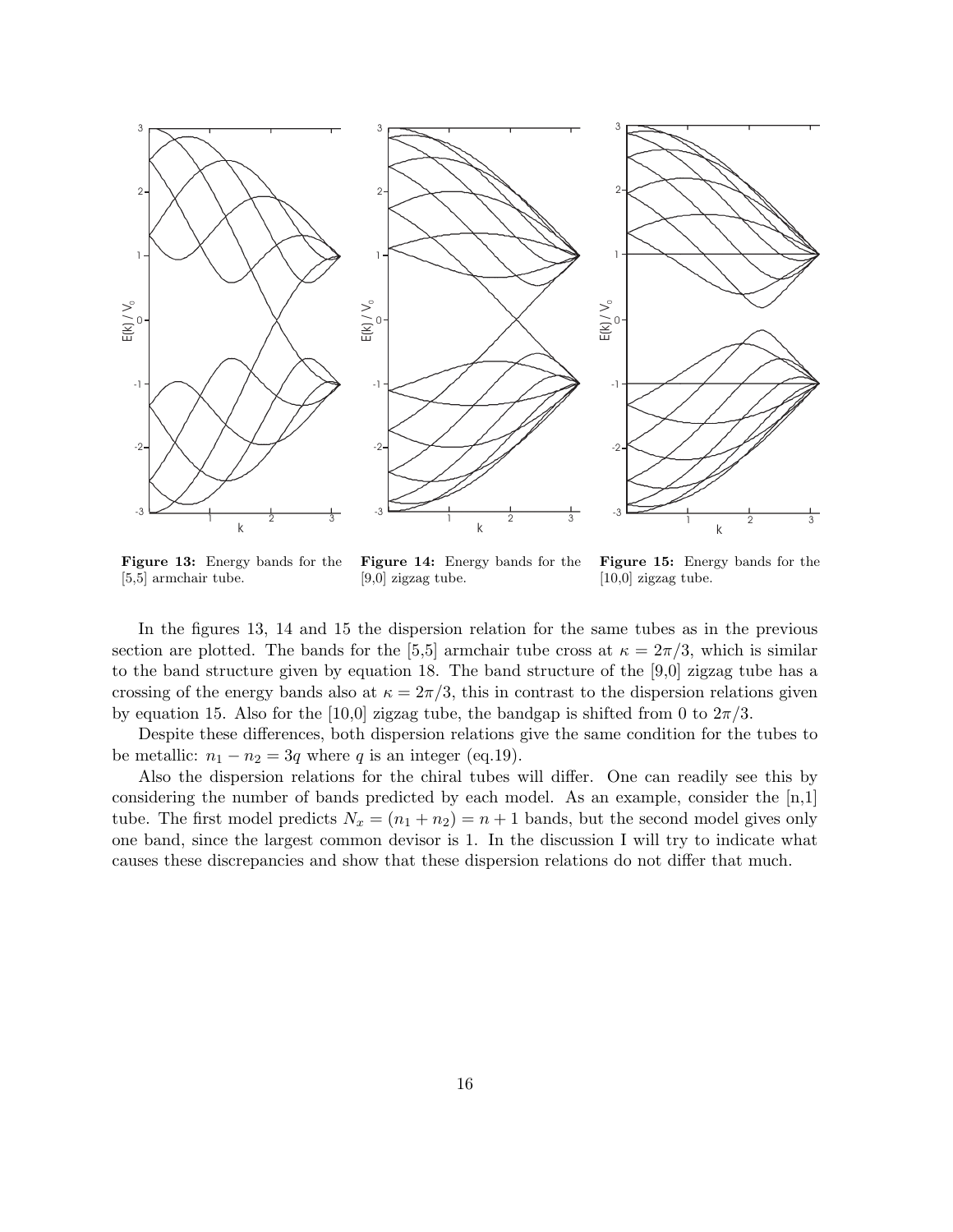**Figure 13:** Energy bands for the [5,5] armchair tube.

**Figure 14:** Energy bands for the [9,0] zigzag tube.

**Figure 15:** Energy bands for the [10,0] zigzag tube.

In the figures 13, 14 and 15 the dispersion relation for the same tubes as in the previous section are plotted. The bands for the [5,5] armchair tube cross at $\kappa = 2\pi/3$, which is similar to the band structure given by equation 18. The band structure of the [9,0] zigzag tube has a crossing of the energy bands also at $\kappa = 2\pi/3$, this in contrast to the dispersion relations given by equation 15. Also for the [10,0] zigzag tube, the bandgap is shifted from 0 to $2\pi/3$.

Despite these differences, both dispersion relations give the same condition for the tubes to be metallic: $n_1 - n_2 = 3q$ where $q$ is an integer (eq.19).

Also the dispersion relations for the chiral tubes will differ. One can readily see this by considering the number of bands predicted by each model. As an example, consider the [n,1] tube. The first model predicts $N_x = (n_1 + n_2) = n + 1$ bands, but the second model gives only one band, since the largest common devisor is 1. In the discussion I will try to indicate what causes these discrepancies and show that these dispersion relations do not differ that much.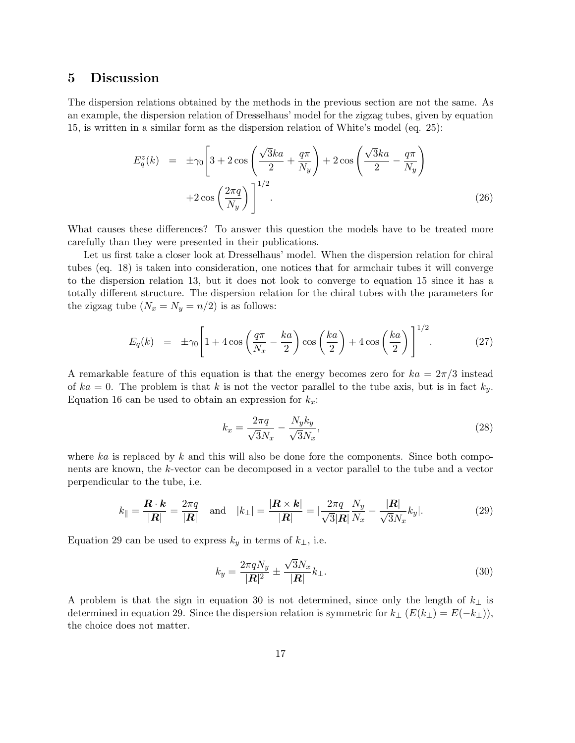## 5 Discussion

The dispersion relations obtained by the methods in the previous section are not the same. As an example, the dispersion relation of Dresselhaus' model for the zigzag tubes, given by equation 15, is written in a similar form as the dispersion relation of White's model (eq. 25):

$$
\begin{aligned}
E^z_q(k) &= \pm\gamma_0 \Bigg[ 3 + 2\cos\left(\frac{\sqrt{3}ka}{2} + \frac{q\pi}{N_y}\right) + 2\cos\left(\frac{\sqrt{3}ka}{2} - \frac{q\pi}{N_y}\right) \\
&\qquad + 2\cos\left(\frac{2\pi q}{N_y}\right) \Bigg]^{1/2}. \qquad (26)
\end{aligned}
$$

What causes these differences? To answer this question the models have to be treated more carefully than they were presented in their publications.

Let us first take a closer look at Dresselhaus' model. When the dispersion relation for chiral tubes (eq. 18) is taken into consideration, one notices that for armchair tubes it will converge to the dispersion relation 13, but it does not look to converge to equation 15 since it has a totally different structure. The dispersion relation for the chiral tubes with the parameters for the zigzag tube ($N_x = N_y = n/2$) is as follows:

$$
E_q(k) = \pm\gamma_0 \left[ 1 + 4\cos\left(\frac{q\pi}{N_x} - \frac{ka}{2}\right)\cos\left(\frac{ka}{2}\right) + 4\cos\left(\frac{ka}{2}\right) \right]^{1/2}. \qquad (27)
$$

A remarkable feature of this equation is that the energy becomes zero for $ka = 2\pi/3$ instead of $ka = 0$. The problem is that $k$ is not the vector parallel to the tube axis, but is in fact $k_y$. Equation 16 can be used to obtain an expression for $k_x$:

$$
k_x = \frac{2\pi q}{\sqrt{3}N_x} - \frac{N_y k_y}{\sqrt{3}N_x}, \qquad (28)
$$

where $ka$ is replaced by $k$ and this will also be done fore the components. Since both components are known, the $k$-vector can be decomposed in a vector parallel to the tube and a vector perpendicular to the tube, i.e.

$$
k_\parallel = \frac{\boldsymbol{R}\cdot\boldsymbol{k}}{|\boldsymbol{R}|} = \frac{2\pi q}{|\boldsymbol{R}|} \quad \text{and} \quad |k_\perp| = \frac{|\boldsymbol{R}\times\boldsymbol{k}|}{|\boldsymbol{R}|} = \left|\frac{2\pi q}{\sqrt{3}|\boldsymbol{R}|}\frac{N_y}{N_x} - \frac{|\boldsymbol{R}|}{\sqrt{3}N_x}k_y\right|. \qquad (29)
$$

Equation 29 can be used to express $k_y$ in terms of $k_\perp$, i.e.

$$
k_y = \frac{2\pi q N_y}{|\boldsymbol{R}|^2} \pm \frac{\sqrt{3}N_x}{|\boldsymbol{R}|}k_\perp. \qquad (30)
$$

A problem is that the sign in equation 30 is not determined, since only the length of $k_\perp$ is determined in equation 29. Since the dispersion relation is symmetric for $k_\perp$ ($E(k_\perp) = E(-k_\perp)$), the choice does not matter.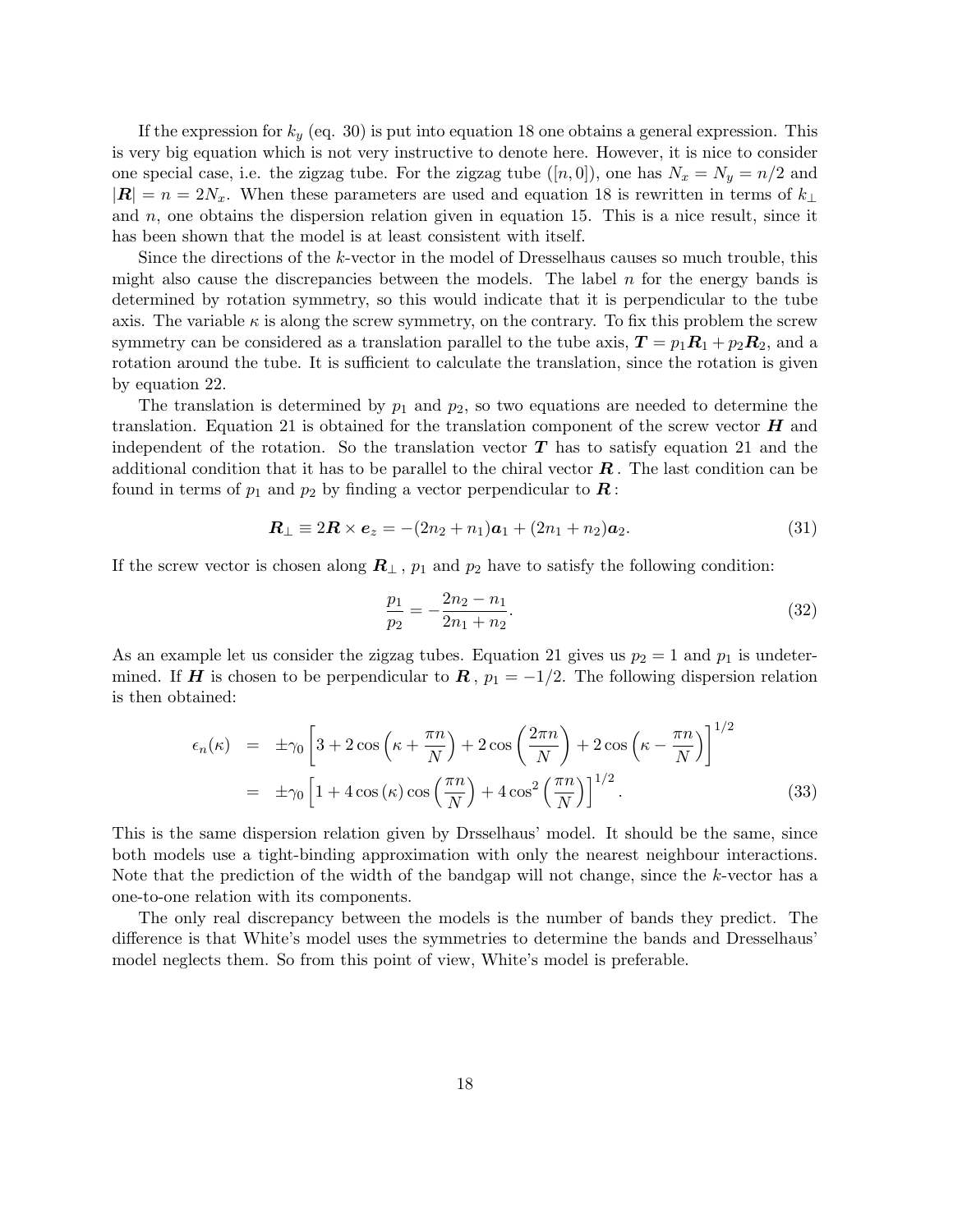If the expression for $k_y$ (eq. 30) is put into equation 18 one obtains a general expression. This is very big equation which is not very instructive to denote here. However, it is nice to consider one special case, i.e. the zigzag tube. For the zigzag tube ($[n, 0]$), one has $N_x = N_y = n/2$ and $|\boldsymbol{R}| = n = 2N_x$. When these parameters are used and equation 18 is rewritten in terms of $k_\perp$ and $n$, one obtains the dispersion relation given in equation 15. This is a nice result, since it has been shown that the model is at least consistent with itself.

Since the directions of the $k$-vector in the model of Dresselhaus causes so much trouble, this might also cause the discrepancies between the models. The label $n$ for the energy bands is determined by rotation symmetry, so this would indicate that it is perpendicular to the tube axis. The variable $\kappa$ is along the screw symmetry, on the contrary. To fix this problem the screw symmetry can be considered as a translation parallel to the tube axis, $\boldsymbol{T} = p_1\boldsymbol{R}_1 + p_2\boldsymbol{R}_2$, and a rotation around the tube. It is sufficient to calculate the translation, since the rotation is given by equation 22.

The translation is determined by $p_1$ and $p_2$, so two equations are needed to determine the translation. Equation 21 is obtained for the translation component of the screw vector $\boldsymbol{H}$ and independent of the rotation. So the translation vector $\boldsymbol{T}$ has to satisfy equation 21 and the additional condition that it has to be parallel to the chiral vector $\boldsymbol{R}$. The last condition can be found in terms of $p_1$ and $p_2$ by finding a vector perpendicular to $\boldsymbol{R}$:

$$\boldsymbol{R}_\perp \equiv 2\boldsymbol{R} \times \boldsymbol{e}_z = -(2n_2 + n_1)\boldsymbol{a}_1 + (2n_1 + n_2)\boldsymbol{a}_2. \tag{31}$$

If the screw vector is chosen along $\boldsymbol{R}_\perp$, $p_1$ and $p_2$ have to satisfy the following condition:

$$\frac{p_1}{p_2} = -\frac{2n_2 - n_1}{2n_1 + n_2}. \tag{32}$$

As an example let us consider the zigzag tubes. Equation 21 gives us $p_2 = 1$ and $p_1$ is undetermined. If $\boldsymbol{H}$ is chosen to be perpendicular to $\boldsymbol{R}$, $p_1 = -1/2$. The following dispersion relation is then obtained:

$$\begin{aligned}
\epsilon_n(\kappa) &= \pm\gamma_0 \left[3 + 2\cos\left(\kappa + \frac{\pi n}{N}\right) + 2\cos\left(\frac{2\pi n}{N}\right) + 2\cos\left(\kappa - \frac{\pi n}{N}\right)\right]^{1/2} \\
&= \pm\gamma_0 \left[1 + 4\cos(\kappa)\cos\left(\frac{\pi n}{N}\right) + 4\cos^2\left(\frac{\pi n}{N}\right)\right]^{1/2}.
\end{aligned} \tag{33}$$

This is the same dispersion relation given by Drsselhaus' model. It should be the same, since both models use a tight-binding approximation with only the nearest neighbour interactions. Note that the prediction of the width of the bandgap will not change, since the $k$-vector has a one-to-one relation with its components.

The only real discrepancy between the models is the number of bands they predict. The difference is that White's model uses the symmetries to determine the bands and Dresselhaus' model neglects them. So from this point of view, White's model is preferable.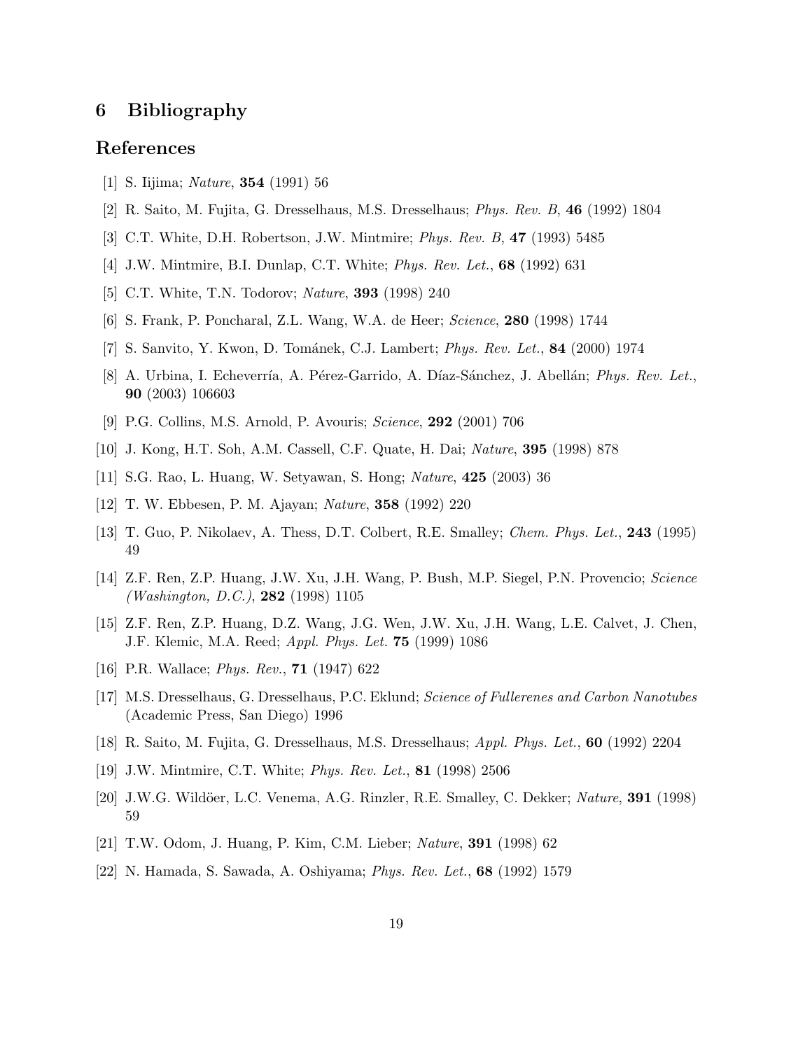## 6 Bibliography

### References

[1] S. Iijima; *Nature*, **354** (1991) 56

[2] R. Saito, M. Fujita, G. Dresselhaus, M.S. Dresselhaus; *Phys. Rev. B*, **46** (1992) 1804

[3] C.T. White, D.H. Robertson, J.W. Mintmire; *Phys. Rev. B*, **47** (1993) 5485

[4] J.W. Mintmire, B.I. Dunlap, C.T. White; *Phys. Rev. Let.*, **68** (1992) 631

[5] C.T. White, T.N. Todorov; *Nature*, **393** (1998) 240

[6] S. Frank, P. Poncharal, Z.L. Wang, W.A. de Heer; *Science*, **280** (1998) 1744

[7] S. Sanvito, Y. Kwon, D. Tománek, C.J. Lambert; *Phys. Rev. Let.*, **84** (2000) 1974

[8] A. Urbina, I. Echeverría, A. Pérez-Garrido, A. Díaz-Sánchez, J. Abellán; *Phys. Rev. Let.*, **90** (2003) 106603

[9] P.G. Collins, M.S. Arnold, P. Avouris; *Science*, **292** (2001) 706

[10] J. Kong, H.T. Soh, A.M. Cassell, C.F. Quate, H. Dai; *Nature*, **395** (1998) 878

[11] S.G. Rao, L. Huang, W. Setyawan, S. Hong; *Nature*, **425** (2003) 36

[12] T. W. Ebbesen, P. M. Ajayan; *Nature*, **358** (1992) 220

[13] T. Guo, P. Nikolaev, A. Thess, D.T. Colbert, R.E. Smalley; *Chem. Phys. Let.*, **243** (1995) 49

[14] Z.F. Ren, Z.P. Huang, J.W. Xu, J.H. Wang, P. Bush, M.P. Siegel, P.N. Provencio; *Science (Washington, D.C.)*, **282** (1998) 1105

[15] Z.F. Ren, Z.P. Huang, D.Z. Wang, J.G. Wen, J.W. Xu, J.H. Wang, L.E. Calvet, J. Chen, J.F. Klemic, M.A. Reed; *Appl. Phys. Let.* **75** (1999) 1086

[16] P.R. Wallace; *Phys. Rev.*, **71** (1947) 622

[17] M.S. Dresselhaus, G. Dresselhaus, P.C. Eklund; *Science of Fullerenes and Carbon Nanotubes* (Academic Press, San Diego) 1996

[18] R. Saito, M. Fujita, G. Dresselhaus, M.S. Dresselhaus; *Appl. Phys. Let.*, **60** (1992) 2204

[19] J.W. Mintmire, C.T. White; *Phys. Rev. Let.*, **81** (1998) 2506

[20] J.W.G. Wildöer, L.C. Venema, A.G. Rinzler, R.E. Smalley, C. Dekker; *Nature*, **391** (1998) 59

[21] T.W. Odom, J. Huang, P. Kim, C.M. Lieber; *Nature*, **391** (1998) 62

[22] N. Hamada, S. Sawada, A. Oshiyama; *Phys. Rev. Let.*, **68** (1992) 1579